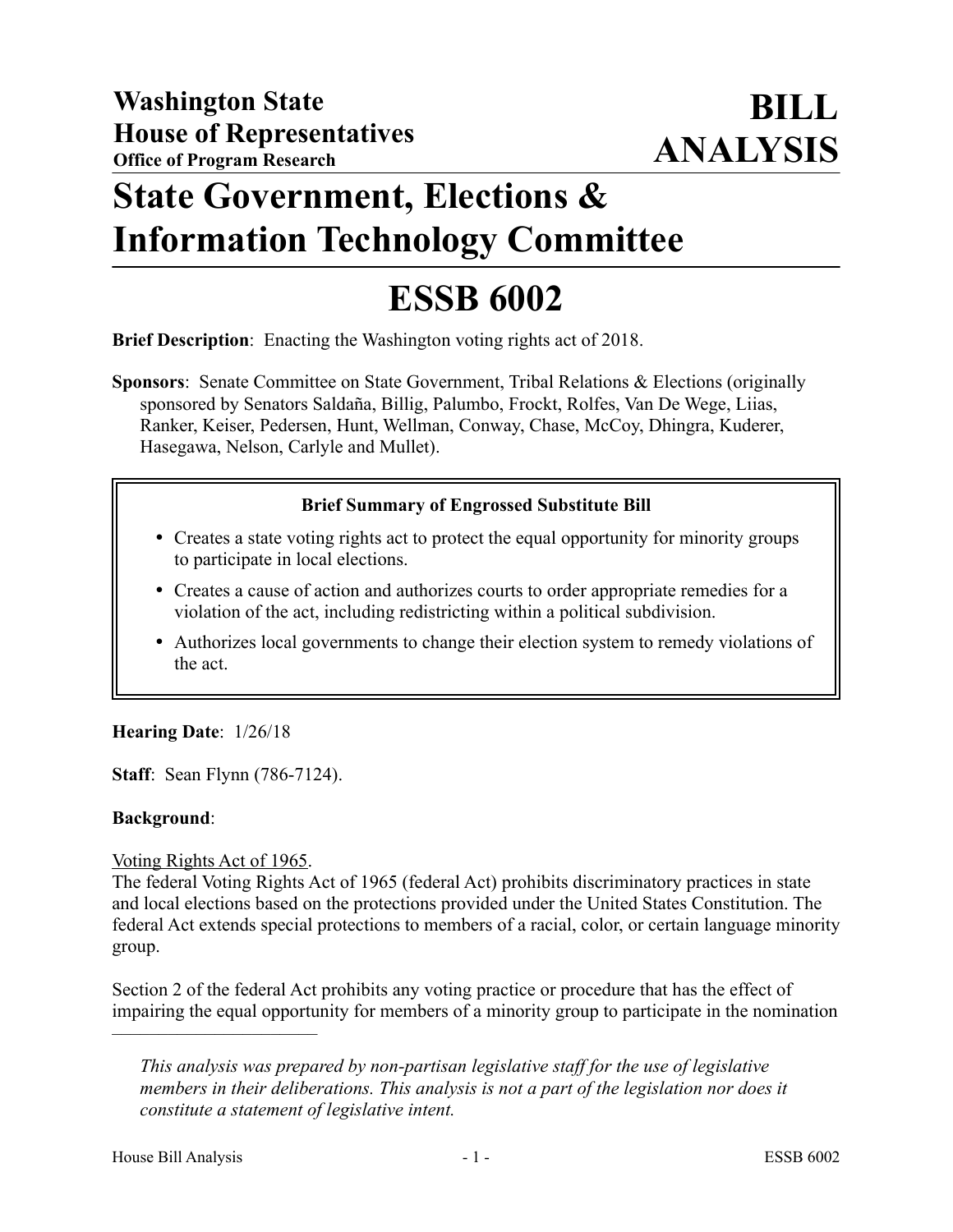**Washington State**
**House of Representatives**
**Office of Program Research**

# BILL ANALYSIS

# State Government, Elections & Information Technology Committee

# ESSB 6002

**Brief Description**: Enacting the Washington voting rights act of 2018.

**Sponsors**: Senate Committee on State Government, Tribal Relations & Elections (originally sponsored by Senators Saldaña, Billig, Palumbo, Frockt, Rolfes, Van De Wege, Liias, Ranker, Keiser, Pedersen, Hunt, Wellman, Conway, Chase, McCoy, Dhingra, Kuderer, Hasegawa, Nelson, Carlyle and Mullet).

**Brief Summary of Engrossed Substitute Bill**

- Creates a state voting rights act to protect the equal opportunity for minority groups to participate in local elections.
- Creates a cause of action and authorizes courts to order appropriate remedies for a violation of the act, including redistricting within a political subdivision.
- Authorizes local governments to change their election system to remedy violations of the act.

**Hearing Date**: 1/26/18

**Staff**: Sean Flynn (786-7124).

**Background**:

Voting Rights Act of 1965.

The federal Voting Rights Act of 1965 (federal Act) prohibits discriminatory practices in state and local elections based on the protections provided under the United States Constitution. The federal Act extends special protections to members of a racial, color, or certain language minority group.

Section 2 of the federal Act prohibits any voting practice or procedure that has the effect of impairing the equal opportunity for members of a minority group to participate in the nomination

---

*This analysis was prepared by non-partisan legislative staff for the use of legislative members in their deliberations. This analysis is not a part of the legislation nor does it constitute a statement of legislative intent.*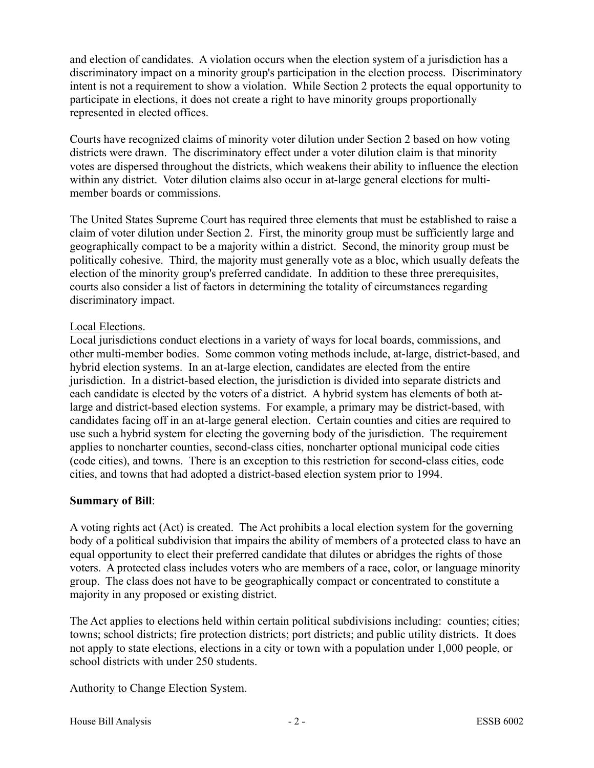and election of candidates. A violation occurs when the election system of a jurisdiction has a discriminatory impact on a minority group's participation in the election process. Discriminatory intent is not a requirement to show a violation. While Section 2 protects the equal opportunity to participate in elections, it does not create a right to have minority groups proportionally represented in elected offices.

Courts have recognized claims of minority voter dilution under Section 2 based on how voting districts were drawn. The discriminatory effect under a voter dilution claim is that minority votes are dispersed throughout the districts, which weakens their ability to influence the election within any district. Voter dilution claims also occur in at-large general elections for multi-member boards or commissions.

The United States Supreme Court has required three elements that must be established to raise a claim of voter dilution under Section 2. First, the minority group must be sufficiently large and geographically compact to be a majority within a district. Second, the minority group must be politically cohesive. Third, the majority must generally vote as a bloc, which usually defeats the election of the minority group's preferred candidate. In addition to these three prerequisites, courts also consider a list of factors in determining the totality of circumstances regarding discriminatory impact.

Local Elections.

Local jurisdictions conduct elections in a variety of ways for local boards, commissions, and other multi-member bodies. Some common voting methods include, at-large, district-based, and hybrid election systems. In an at-large election, candidates are elected from the entire jurisdiction. In a district-based election, the jurisdiction is divided into separate districts and each candidate is elected by the voters of a district. A hybrid system has elements of both at-large and district-based election systems. For example, a primary may be district-based, with candidates facing off in an at-large general election. Certain counties and cities are required to use such a hybrid system for electing the governing body of the jurisdiction. The requirement applies to noncharter counties, second-class cities, noncharter optional municipal code cities (code cities), and towns. There is an exception to this restriction for second-class cities, code cities, and towns that had adopted a district-based election system prior to 1994.

**Summary of Bill**:

A voting rights act (Act) is created. The Act prohibits a local election system for the governing body of a political subdivision that impairs the ability of members of a protected class to have an equal opportunity to elect their preferred candidate that dilutes or abridges the rights of those voters. A protected class includes voters who are members of a race, color, or language minority group. The class does not have to be geographically compact or concentrated to constitute a majority in any proposed or existing district.

The Act applies to elections held within certain political subdivisions including: counties; cities; towns; school districts; fire protection districts; port districts; and public utility districts. It does not apply to state elections, elections in a city or town with a population under 1,000 people, or school districts with under 250 students.

Authority to Change Election System.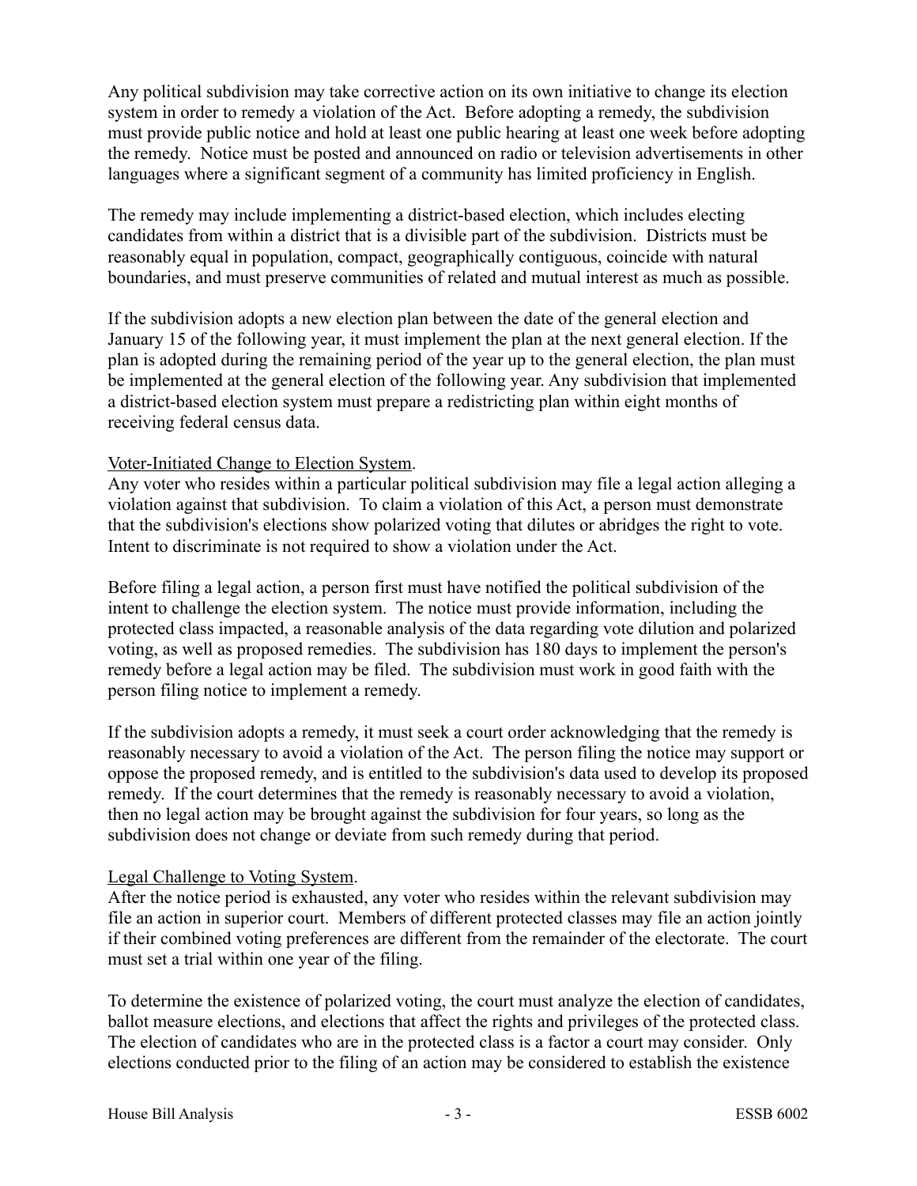Any political subdivision may take corrective action on its own initiative to change its election system in order to remedy a violation of the Act. Before adopting a remedy, the subdivision must provide public notice and hold at least one public hearing at least one week before adopting the remedy. Notice must be posted and announced on radio or television advertisements in other languages where a significant segment of a community has limited proficiency in English.

The remedy may include implementing a district-based election, which includes electing candidates from within a district that is a divisible part of the subdivision. Districts must be reasonably equal in population, compact, geographically contiguous, coincide with natural boundaries, and must preserve communities of related and mutual interest as much as possible.

If the subdivision adopts a new election plan between the date of the general election and January 15 of the following year, it must implement the plan at the next general election. If the plan is adopted during the remaining period of the year up to the general election, the plan must be implemented at the general election of the following year. Any subdivision that implemented a district-based election system must prepare a redistricting plan within eight months of receiving federal census data.

Voter-Initiated Change to Election System.

Any voter who resides within a particular political subdivision may file a legal action alleging a violation against that subdivision. To claim a violation of this Act, a person must demonstrate that the subdivision's elections show polarized voting that dilutes or abridges the right to vote. Intent to discriminate is not required to show a violation under the Act.

Before filing a legal action, a person first must have notified the political subdivision of the intent to challenge the election system. The notice must provide information, including the protected class impacted, a reasonable analysis of the data regarding vote dilution and polarized voting, as well as proposed remedies. The subdivision has 180 days to implement the person's remedy before a legal action may be filed. The subdivision must work in good faith with the person filing notice to implement a remedy.

If the subdivision adopts a remedy, it must seek a court order acknowledging that the remedy is reasonably necessary to avoid a violation of the Act. The person filing the notice may support or oppose the proposed remedy, and is entitled to the subdivision's data used to develop its proposed remedy. If the court determines that the remedy is reasonably necessary to avoid a violation, then no legal action may be brought against the subdivision for four years, so long as the subdivision does not change or deviate from such remedy during that period.

Legal Challenge to Voting System.

After the notice period is exhausted, any voter who resides within the relevant subdivision may file an action in superior court. Members of different protected classes may file an action jointly if their combined voting preferences are different from the remainder of the electorate. The court must set a trial within one year of the filing.

To determine the existence of polarized voting, the court must analyze the election of candidates, ballot measure elections, and elections that affect the rights and privileges of the protected class. The election of candidates who are in the protected class is a factor a court may consider. Only elections conducted prior to the filing of an action may be considered to establish the existence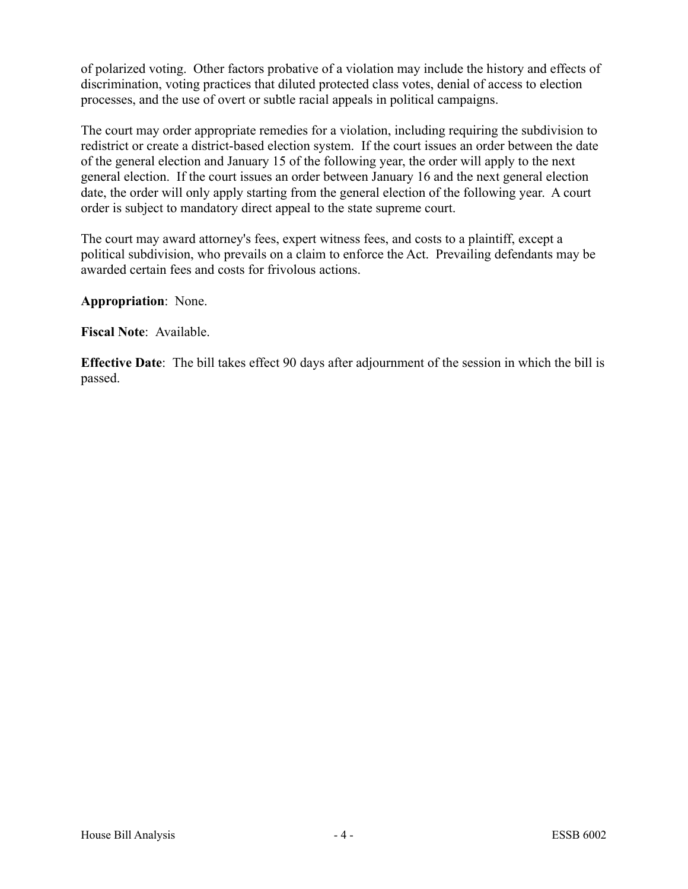of polarized voting. Other factors probative of a violation may include the history and effects of discrimination, voting practices that diluted protected class votes, denial of access to election processes, and the use of overt or subtle racial appeals in political campaigns.

The court may order appropriate remedies for a violation, including requiring the subdivision to redistrict or create a district-based election system. If the court issues an order between the date of the general election and January 15 of the following year, the order will apply to the next general election. If the court issues an order between January 16 and the next general election date, the order will only apply starting from the general election of the following year. A court order is subject to mandatory direct appeal to the state supreme court.

The court may award attorney's fees, expert witness fees, and costs to a plaintiff, except a political subdivision, who prevails on a claim to enforce the Act. Prevailing defendants may be awarded certain fees and costs for frivolous actions.

**Appropriation**: None.

**Fiscal Note**: Available.

**Effective Date**: The bill takes effect 90 days after adjournment of the session in which the bill is passed.